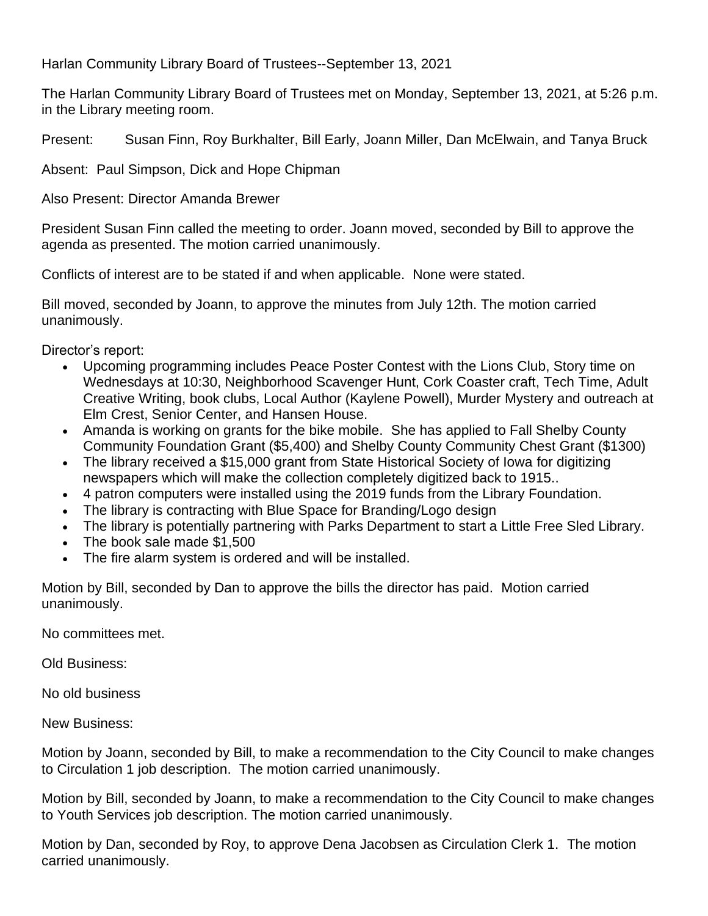Harlan Community Library Board of Trustees--September 13, 2021

The Harlan Community Library Board of Trustees met on Monday, September 13, 2021, at 5:26 p.m. in the Library meeting room.

Present: Susan Finn, Roy Burkhalter, Bill Early, Joann Miller, Dan McElwain, and Tanya Bruck

Absent: Paul Simpson, Dick and Hope Chipman

Also Present: Director Amanda Brewer

President Susan Finn called the meeting to order. Joann moved, seconded by Bill to approve the agenda as presented. The motion carried unanimously.

Conflicts of interest are to be stated if and when applicable. None were stated.

Bill moved, seconded by Joann, to approve the minutes from July 12th. The motion carried unanimously.

Director's report:

- Upcoming programming includes Peace Poster Contest with the Lions Club, Story time on Wednesdays at 10:30, Neighborhood Scavenger Hunt, Cork Coaster craft, Tech Time, Adult Creative Writing, book clubs, Local Author (Kaylene Powell), Murder Mystery and outreach at Elm Crest, Senior Center, and Hansen House.
- Amanda is working on grants for the bike mobile. She has applied to Fall Shelby County Community Foundation Grant ($5,400) and Shelby County Community Chest Grant ($1300)
- The library received a $15,000 grant from State Historical Society of Iowa for digitizing newspapers which will make the collection completely digitized back to 1915..
- 4 patron computers were installed using the 2019 funds from the Library Foundation.
- The library is contracting with Blue Space for Branding/Logo design
- The library is potentially partnering with Parks Department to start a Little Free Sled Library.
- The book sale made $1,500
- The fire alarm system is ordered and will be installed.

Motion by Bill, seconded by Dan to approve the bills the director has paid. Motion carried unanimously.

No committees met.

Old Business:

No old business

New Business:

Motion by Joann, seconded by Bill, to make a recommendation to the City Council to make changes to Circulation 1 job description. The motion carried unanimously.

Motion by Bill, seconded by Joann, to make a recommendation to the City Council to make changes to Youth Services job description. The motion carried unanimously.

Motion by Dan, seconded by Roy, to approve Dena Jacobsen as Circulation Clerk 1. The motion carried unanimously.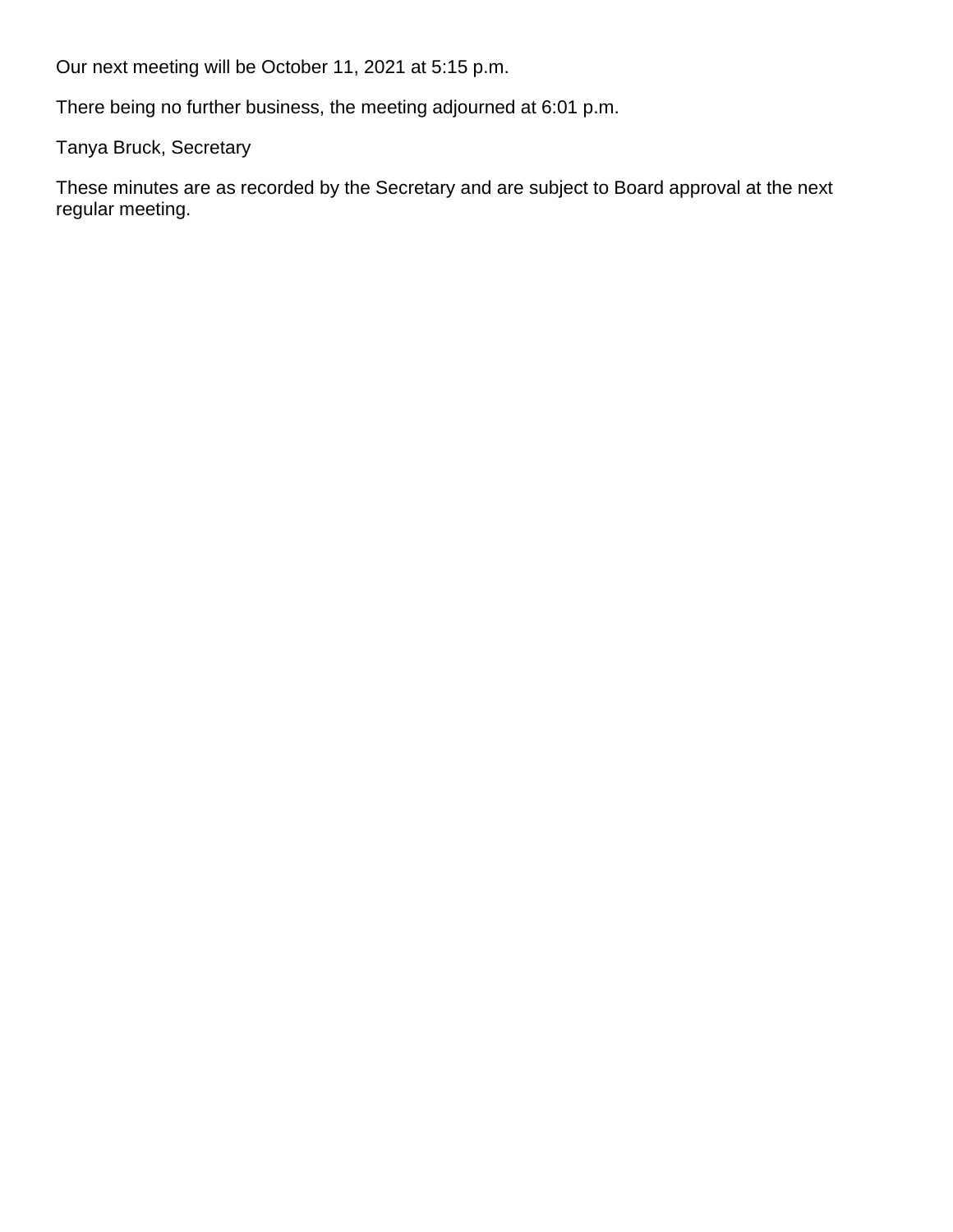Our next meeting will be October 11, 2021 at 5:15 p.m.

There being no further business, the meeting adjourned at 6:01 p.m.

Tanya Bruck, Secretary

These minutes are as recorded by the Secretary and are subject to Board approval at the next regular meeting.